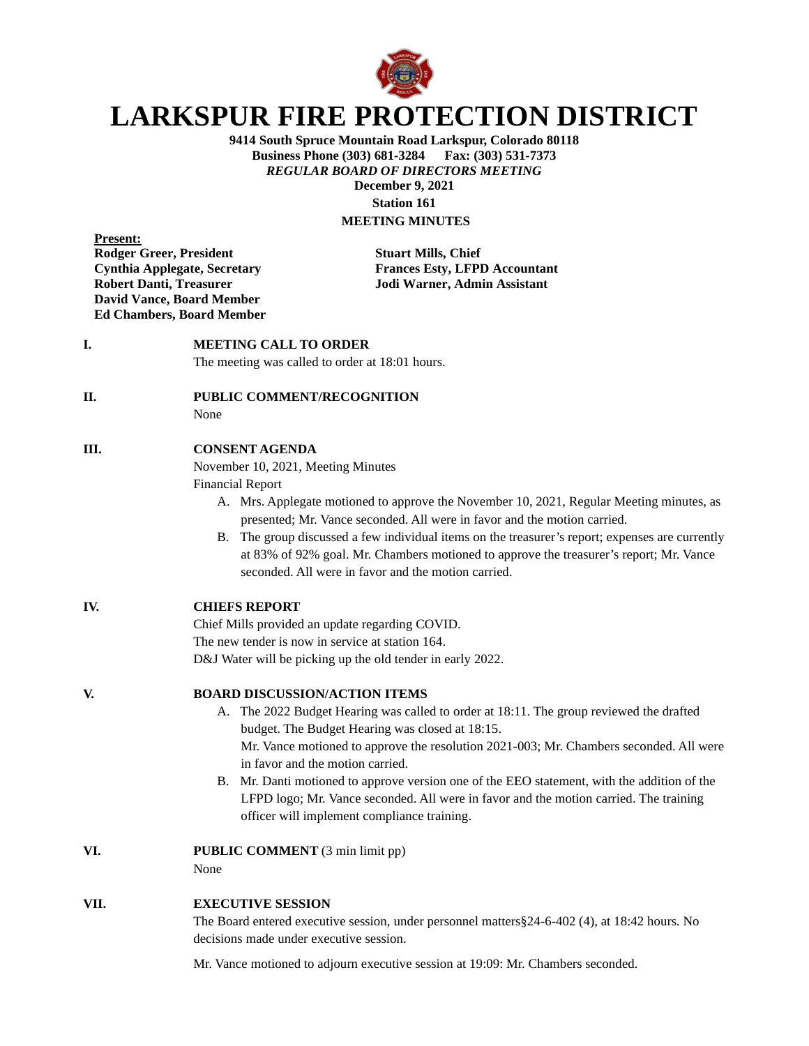# LARKSPUR FIRE PROTECTION DISTRICT

**9414 South Spruce Mountain Road Larkspur, Colorado 80118**
**Business Phone (303) 681-3284 Fax: (303) 531-7373**
***REGULAR BOARD OF DIRECTORS MEETING***
**December 9, 2021**
**Station 161**
**MEETING MINUTES**

**Present:**
**Rodger Greer, President**
**Cynthia Applegate, Secretary**
**Robert Danti, Treasurer**
**David Vance, Board Member**
**Ed Chambers, Board Member**
**Stuart Mills, Chief**
**Frances Esty, LFPD Accountant**
**Jodi Warner, Admin Assistant**

**I. MEETING CALL TO ORDER**

The meeting was called to order at 18:01 hours.

**II. PUBLIC COMMENT/RECOGNITION**

None

**III. CONSENT AGENDA**

November 10, 2021, Meeting Minutes
Financial Report

A. Mrs. Applegate motioned to approve the November 10, 2021, Regular Meeting minutes, as presented; Mr. Vance seconded. All were in favor and the motion carried.
B. The group discussed a few individual items on the treasurer's report; expenses are currently at 83% of 92% goal. Mr. Chambers motioned to approve the treasurer's report; Mr. Vance seconded. All were in favor and the motion carried.

**IV. CHIEFS REPORT**

Chief Mills provided an update regarding COVID.
The new tender is now in service at station 164.
D&J Water will be picking up the old tender in early 2022.

**V. BOARD DISCUSSION/ACTION ITEMS**

A. The 2022 Budget Hearing was called to order at 18:11. The group reviewed the drafted budget. The Budget Hearing was closed at 18:15.
   Mr. Vance motioned to approve the resolution 2021-003; Mr. Chambers seconded. All were in favor and the motion carried.
B. Mr. Danti motioned to approve version one of the EEO statement, with the addition of the LFPD logo; Mr. Vance seconded. All were in favor and the motion carried. The training officer will implement compliance training.

**VI. PUBLIC COMMENT** (3 min limit pp)

None

**VII. EXECUTIVE SESSION**

The Board entered executive session, under personnel matters§24-6-402 (4), at 18:42 hours. No decisions made under executive session.

Mr. Vance motioned to adjourn executive session at 19:09: Mr. Chambers seconded.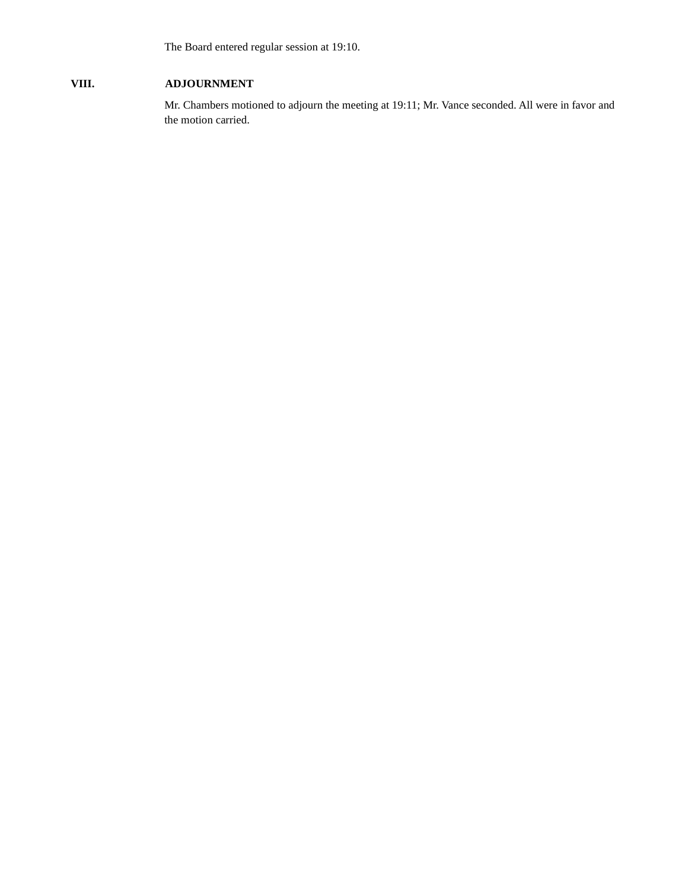The Board entered regular session at 19:10.

## VIII. ADJOURNMENT

Mr. Chambers motioned to adjourn the meeting at 19:11; Mr. Vance seconded. All were in favor and the motion carried.